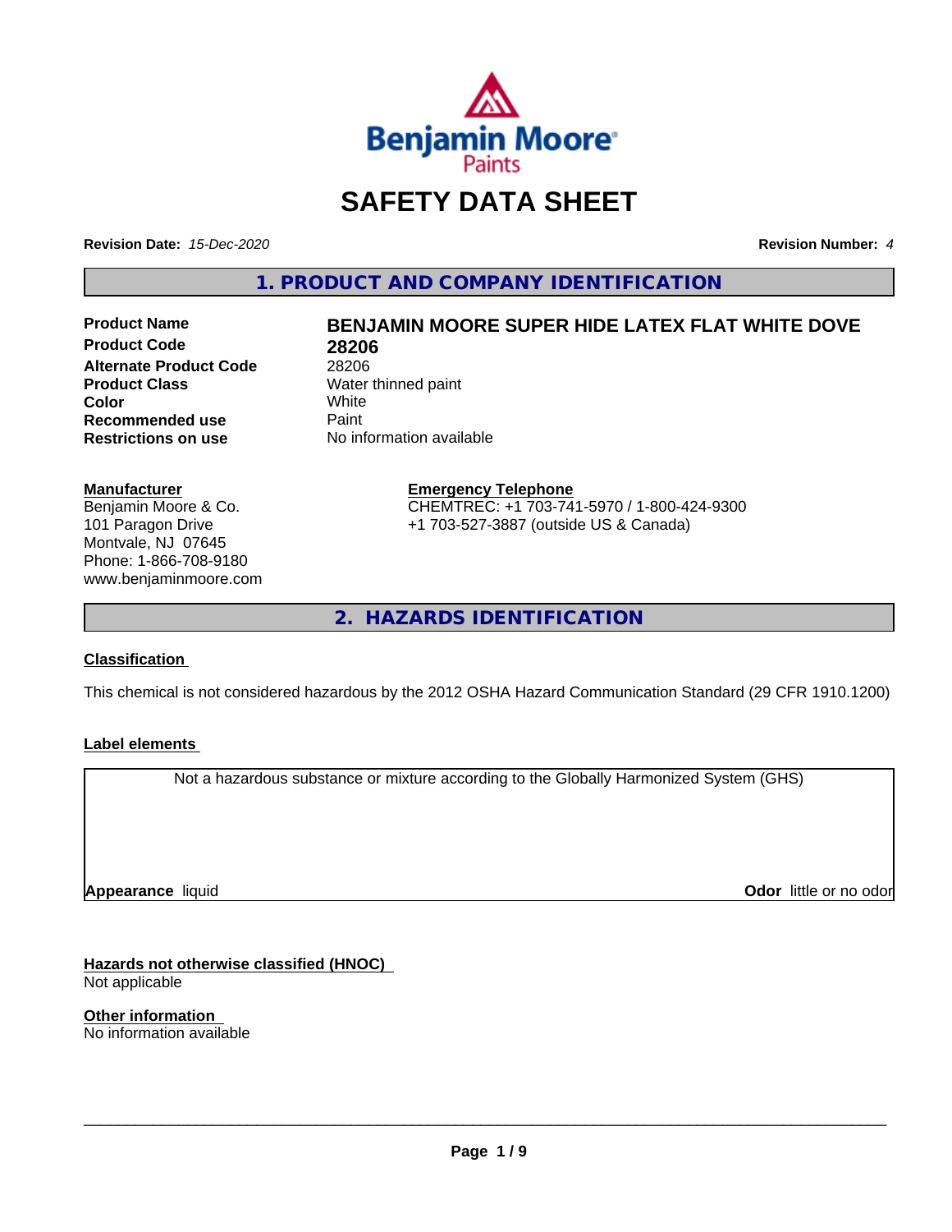# SAFETY DATA SHEET

**Revision Date:** *15-Dec-2020*

**Revision Number:** *4*

## 1. PRODUCT AND COMPANY IDENTIFICATION

| | |
|---|---|
| **Product Name** | **BENJAMIN MOORE SUPER HIDE LATEX FLAT WHITE DOVE** |
| **Product Code** | **28206** |
| **Alternate Product Code** | 28206 |
| **Product Class** | Water thinned paint |
| **Color** | White |
| **Recommended use** | Paint |
| **Restrictions on use** | No information available |

**Manufacturer**
Benjamin Moore & Co.
101 Paragon Drive
Montvale, NJ 07645
Phone: 1-866-708-9180
www.benjaminmoore.com

**Emergency Telephone**
CHEMTREC: +1 703-741-5970 / 1-800-424-9300
+1 703-527-3887 (outside US & Canada)

## 2. HAZARDS IDENTIFICATION

**Classification**

This chemical is not considered hazardous by the 2012 OSHA Hazard Communication Standard (29 CFR 1910.1200)

**Label elements**

Not a hazardous substance or mixture according to the Globally Harmonized System (GHS)

**Appearance** liquid

**Odor** little or no odor

**Hazards not otherwise classified (HNOC)**
Not applicable

**Other information**
No information available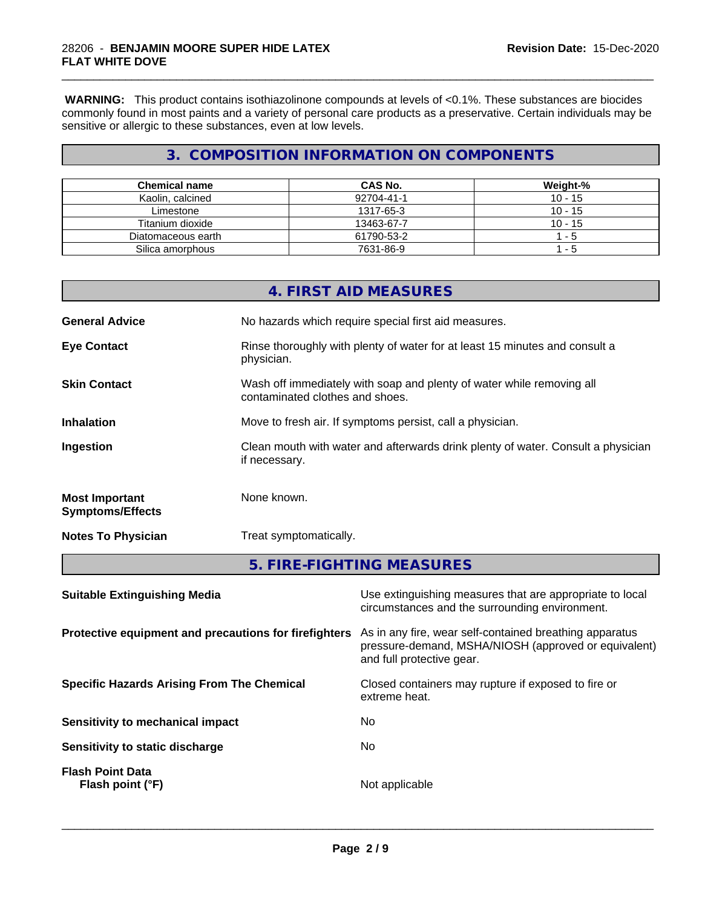**WARNING:** This product contains isothiazolinone compounds at levels of <0.1%. These substances are biocides commonly found in most paints and a variety of personal care products as a preservative. Certain individuals may be sensitive or allergic to these substances, even at low levels.

## 3. COMPOSITION INFORMATION ON COMPONENTS

| Chemical name | CAS No. | Weight-% |
|---|---|---|
| Kaolin, calcined | 92704-41-1 | 10 - 15 |
| Limestone | 1317-65-3 | 10 - 15 |
| Titanium dioxide | 13463-67-7 | 10 - 15 |
| Diatomaceous earth | 61790-53-2 | 1 - 5 |
| Silica amorphous | 7631-86-9 | 1 - 5 |

## 4. FIRST AID MEASURES

**General Advice**
No hazards which require special first aid measures.

**Eye Contact**
Rinse thoroughly with plenty of water for at least 15 minutes and consult a physician.

**Skin Contact**
Wash off immediately with soap and plenty of water while removing all contaminated clothes and shoes.

**Inhalation**
Move to fresh air. If symptoms persist, call a physician.

**Ingestion**
Clean mouth with water and afterwards drink plenty of water. Consult a physician if necessary.

**Most Important Symptoms/Effects**
None known.

**Notes To Physician**
Treat symptomatically.

## 5. FIRE-FIGHTING MEASURES

**Suitable Extinguishing Media**
Use extinguishing measures that are appropriate to local circumstances and the surrounding environment.

**Protective equipment and precautions for firefighters**
As in any fire, wear self-contained breathing apparatus pressure-demand, MSHA/NIOSH (approved or equivalent) and full protective gear.

**Specific Hazards Arising From The Chemical**
Closed containers may rupture if exposed to fire or extreme heat.

**Sensitivity to mechanical impact**
No

**Sensitivity to static discharge**
No

**Flash Point Data**
**Flash point (°F)**
Not applicable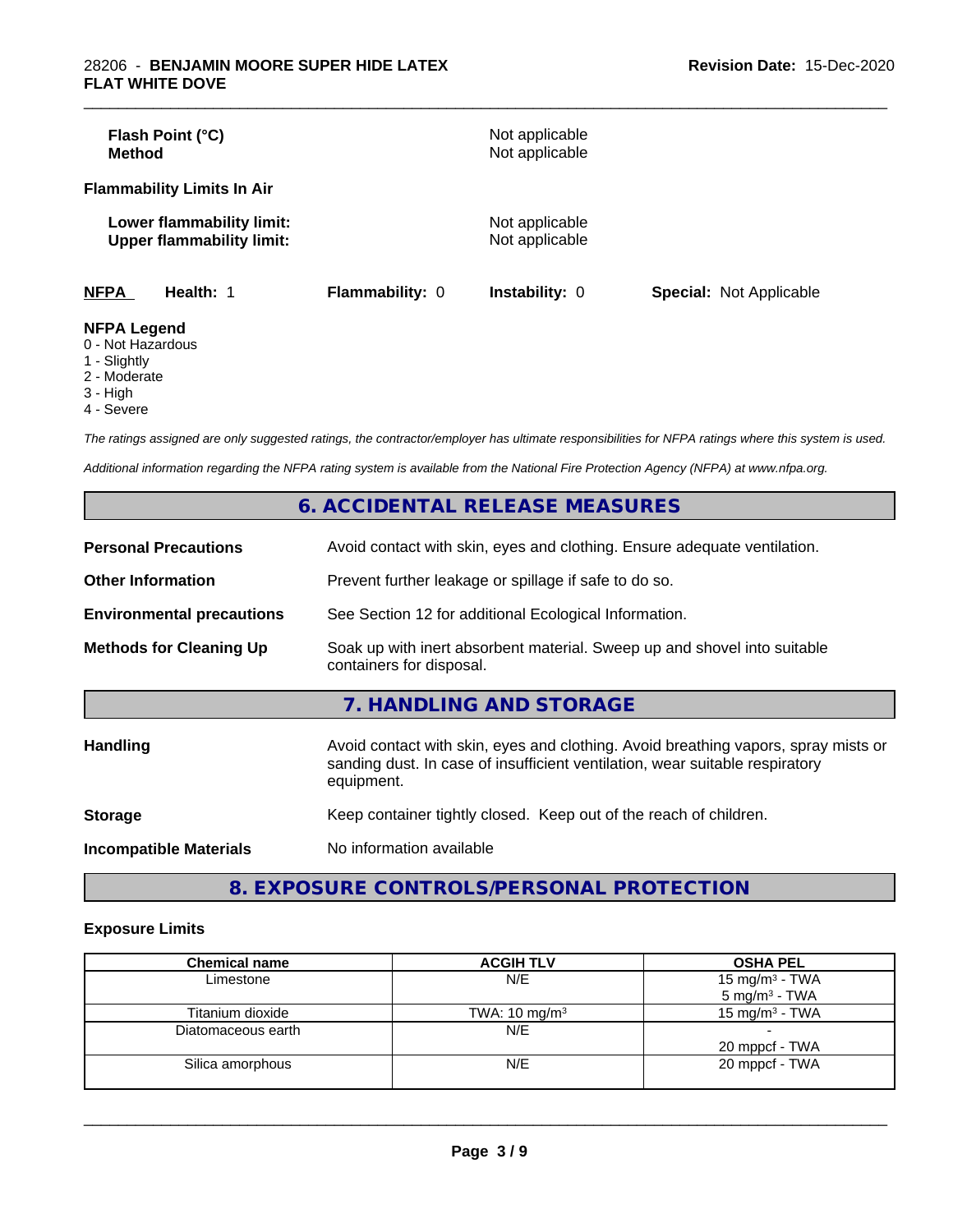| | |
|---|---|
| **Flash Point (°C)** | Not applicable |
| **Method** | Not applicable |

**Flammability Limits In Air**

| | |
|---|---|
| **Lower flammability limit:** | Not applicable |
| **Upper flammability limit:** | Not applicable |

| **NFPA** | **Health:** 1 | **Flammability:** 0 | **Instability:** 0 | **Special:** Not Applicable |
|---|---|---|---|---|

**NFPA Legend**

0 - Not Hazardous
1 - Slightly
2 - Moderate
3 - High
4 - Severe

*The ratings assigned are only suggested ratings, the contractor/employer has ultimate responsibilities for NFPA ratings where this system is used.*

*Additional information regarding the NFPA rating system is available from the National Fire Protection Agency (NFPA) at www.nfpa.org.*

## 6. ACCIDENTAL RELEASE MEASURES

| | |
|---|---|
| **Personal Precautions** | Avoid contact with skin, eyes and clothing. Ensure adequate ventilation. |
| **Other Information** | Prevent further leakage or spillage if safe to do so. |
| **Environmental precautions** | See Section 12 for additional Ecological Information. |
| **Methods for Cleaning Up** | Soak up with inert absorbent material. Sweep up and shovel into suitable containers for disposal. |

## 7. HANDLING AND STORAGE

| | |
|---|---|
| **Handling** | Avoid contact with skin, eyes and clothing. Avoid breathing vapors, spray mists or sanding dust. In case of insufficient ventilation, wear suitable respiratory equipment. |
| **Storage** | Keep container tightly closed. Keep out of the reach of children. |
| **Incompatible Materials** | No information available |

## 8. EXPOSURE CONTROLS/PERSONAL PROTECTION

### Exposure Limits

| Chemical name | ACGIH TLV | OSHA PEL |
|---|---|---|
| Limestone | N/E | 15 mg/m³ - TWA<br>5 mg/m³ - TWA |
| Titanium dioxide | TWA: 10 mg/m³ | 15 mg/m³ - TWA |
| Diatomaceous earth | N/E | -<br>20 mppcf - TWA |
| Silica amorphous | N/E | 20 mppcf - TWA |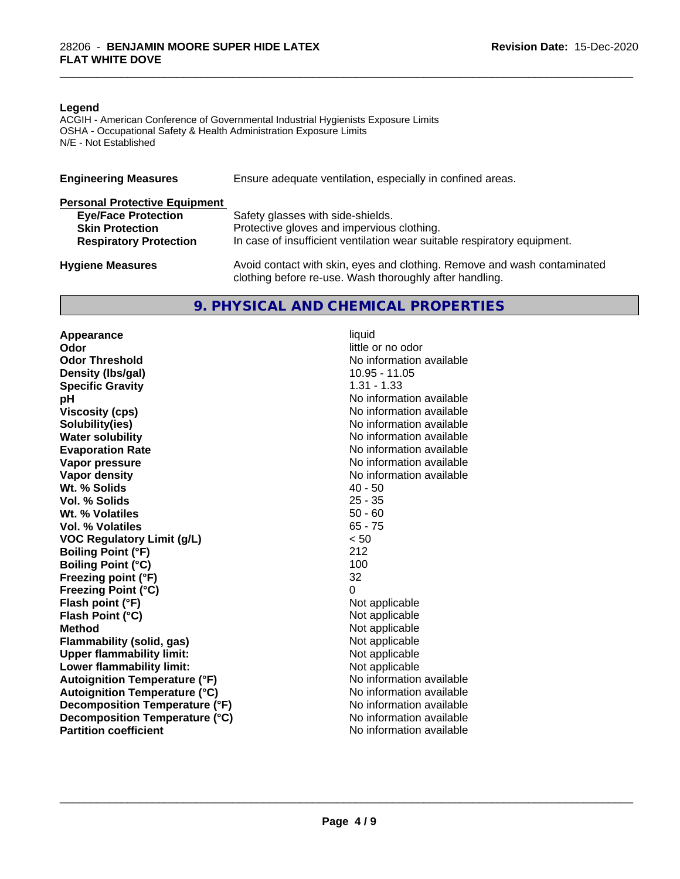**Legend**
ACGIH - American Conference of Governmental Industrial Hygienists Exposure Limits
OSHA - Occupational Safety & Health Administration Exposure Limits
N/E - Not Established

| | |
|---|---|
| **Engineering Measures** | Ensure adequate ventilation, especially in confined areas. |
| **Personal Protective Equipment** | |
| **Eye/Face Protection** | Safety glasses with side-shields. |
| **Skin Protection** | Protective gloves and impervious clothing. |
| **Respiratory Protection** | In case of insufficient ventilation wear suitable respiratory equipment. |
| **Hygiene Measures** | Avoid contact with skin, eyes and clothing. Remove and wash contaminated clothing before re-use. Wash thoroughly after handling. |

## 9. PHYSICAL AND CHEMICAL PROPERTIES

| | |
|---|---|
| **Appearance** | liquid |
| **Odor** | little or no odor |
| **Odor Threshold** | No information available |
| **Density (lbs/gal)** | 10.95 - 11.05 |
| **Specific Gravity** | 1.31 - 1.33 |
| **pH** | No information available |
| **Viscosity (cps)** | No information available |
| **Solubility(ies)** | No information available |
| **Water solubility** | No information available |
| **Evaporation Rate** | No information available |
| **Vapor pressure** | No information available |
| **Vapor density** | No information available |
| **Wt. % Solids** | 40 - 50 |
| **Vol. % Solids** | 25 - 35 |
| **Wt. % Volatiles** | 50 - 60 |
| **Vol. % Volatiles** | 65 - 75 |
| **VOC Regulatory Limit (g/L)** | < 50 |
| **Boiling Point (°F)** | 212 |
| **Boiling Point (°C)** | 100 |
| **Freezing point (°F)** | 32 |
| **Freezing Point (°C)** | 0 |
| **Flash point (°F)** | Not applicable |
| **Flash Point (°C)** | Not applicable |
| **Method** | Not applicable |
| **Flammability (solid, gas)** | Not applicable |
| **Upper flammability limit:** | Not applicable |
| **Lower flammability limit:** | Not applicable |
| **Autoignition Temperature (°F)** | No information available |
| **Autoignition Temperature (°C)** | No information available |
| **Decomposition Temperature (°F)** | No information available |
| **Decomposition Temperature (°C)** | No information available |
| **Partition coefficient** | No information available |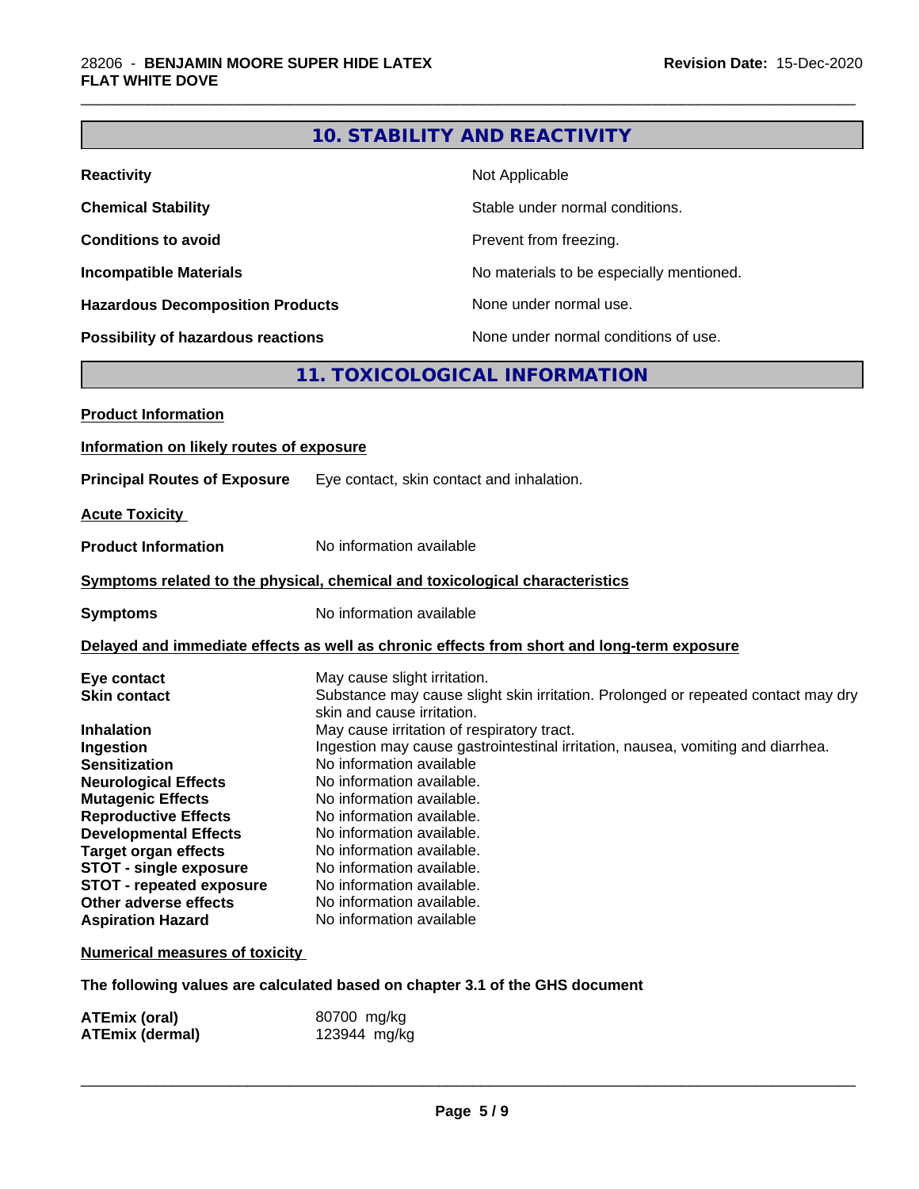## 10. STABILITY AND REACTIVITY

| | |
|---|---|
| **Reactivity** | Not Applicable |
| **Chemical Stability** | Stable under normal conditions. |
| **Conditions to avoid** | Prevent from freezing. |
| **Incompatible Materials** | No materials to be especially mentioned. |
| **Hazardous Decomposition Products** | None under normal use. |
| **Possibility of hazardous reactions** | None under normal conditions of use. |

## 11. TOXICOLOGICAL INFORMATION

**Product Information**

**Information on likely routes of exposure**

**Principal Routes of Exposure** Eye contact, skin contact and inhalation.

**Acute Toxicity**

**Product Information** No information available

**Symptoms related to the physical, chemical and toxicological characteristics**

**Symptoms** No information available

**Delayed and immediate effects as well as chronic effects from short and long-term exposure**

| | |
|---|---|
| **Eye contact** | May cause slight irritation. |
| **Skin contact** | Substance may cause slight skin irritation. Prolonged or repeated contact may dry skin and cause irritation. |
| **Inhalation** | May cause irritation of respiratory tract. |
| **Ingestion** | Ingestion may cause gastrointestinal irritation, nausea, vomiting and diarrhea. |
| **Sensitization** | No information available |
| **Neurological Effects** | No information available. |
| **Mutagenic Effects** | No information available. |
| **Reproductive Effects** | No information available. |
| **Developmental Effects** | No information available. |
| **Target organ effects** | No information available. |
| **STOT - single exposure** | No information available. |
| **STOT - repeated exposure** | No information available. |
| **Other adverse effects** | No information available. |
| **Aspiration Hazard** | No information available |

**Numerical measures of toxicity**

**The following values are calculated based on chapter 3.1 of the GHS document**

| | |
|---|---|
| **ATEmix (oral)** | 80700 mg/kg |
| **ATEmix (dermal)** | 123944 mg/kg |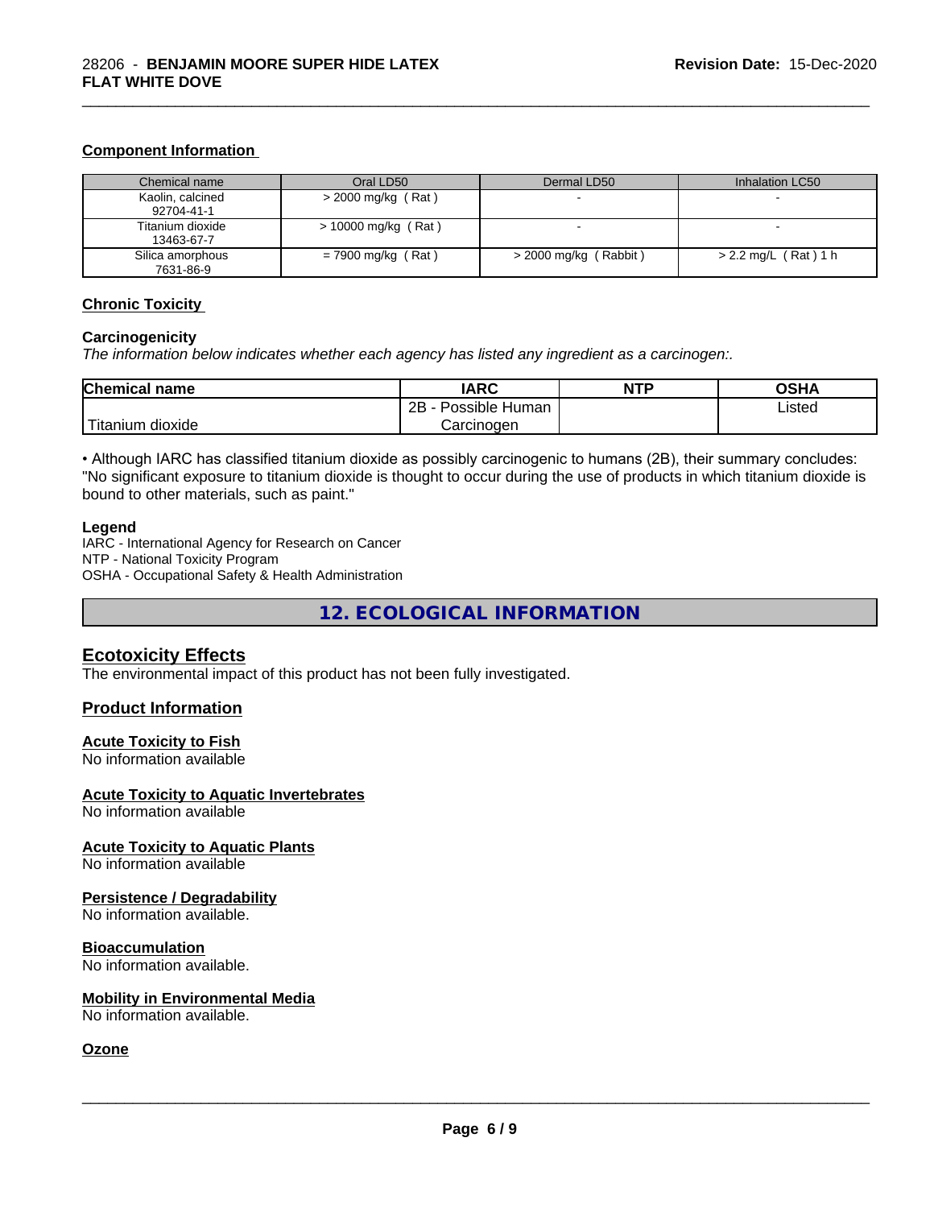### Component Information

| Chemical name | Oral LD50 | Dermal LD50 | Inhalation LC50 |
|---|---|---|---|
| Kaolin, calcined 92704-41-1 | > 2000 mg/kg ( Rat ) | - | - |
| Titanium dioxide 13463-67-7 | > 10000 mg/kg ( Rat ) | - | - |
| Silica amorphous 7631-86-9 | = 7900 mg/kg ( Rat ) | > 2000 mg/kg ( Rabbit ) | > 2.2 mg/L ( Rat ) 1 h |

### Chronic Toxicity

**Carcinogenicity**

*The information below indicates whether each agency has listed any ingredient as a carcinogen:.*

| Chemical name | IARC | NTP | OSHA |
|---|---|---|---|
| Titanium dioxide | 2B - Possible Human Carcinogen | | Listed |

• Although IARC has classified titanium dioxide as possibly carcinogenic to humans (2B), their summary concludes: "No significant exposure to titanium dioxide is thought to occur during the use of products in which titanium dioxide is bound to other materials, such as paint."

**Legend**

IARC - International Agency for Research on Cancer
NTP - National Toxicity Program
OSHA - Occupational Safety & Health Administration

## 12. ECOLOGICAL INFORMATION

### Ecotoxicity Effects

The environmental impact of this product has not been fully investigated.

### Product Information

**Acute Toxicity to Fish**
No information available

**Acute Toxicity to Aquatic Invertebrates**
No information available

**Acute Toxicity to Aquatic Plants**
No information available

**Persistence / Degradability**
No information available.

**Bioaccumulation**
No information available.

**Mobility in Environmental Media**
No information available.

**Ozone**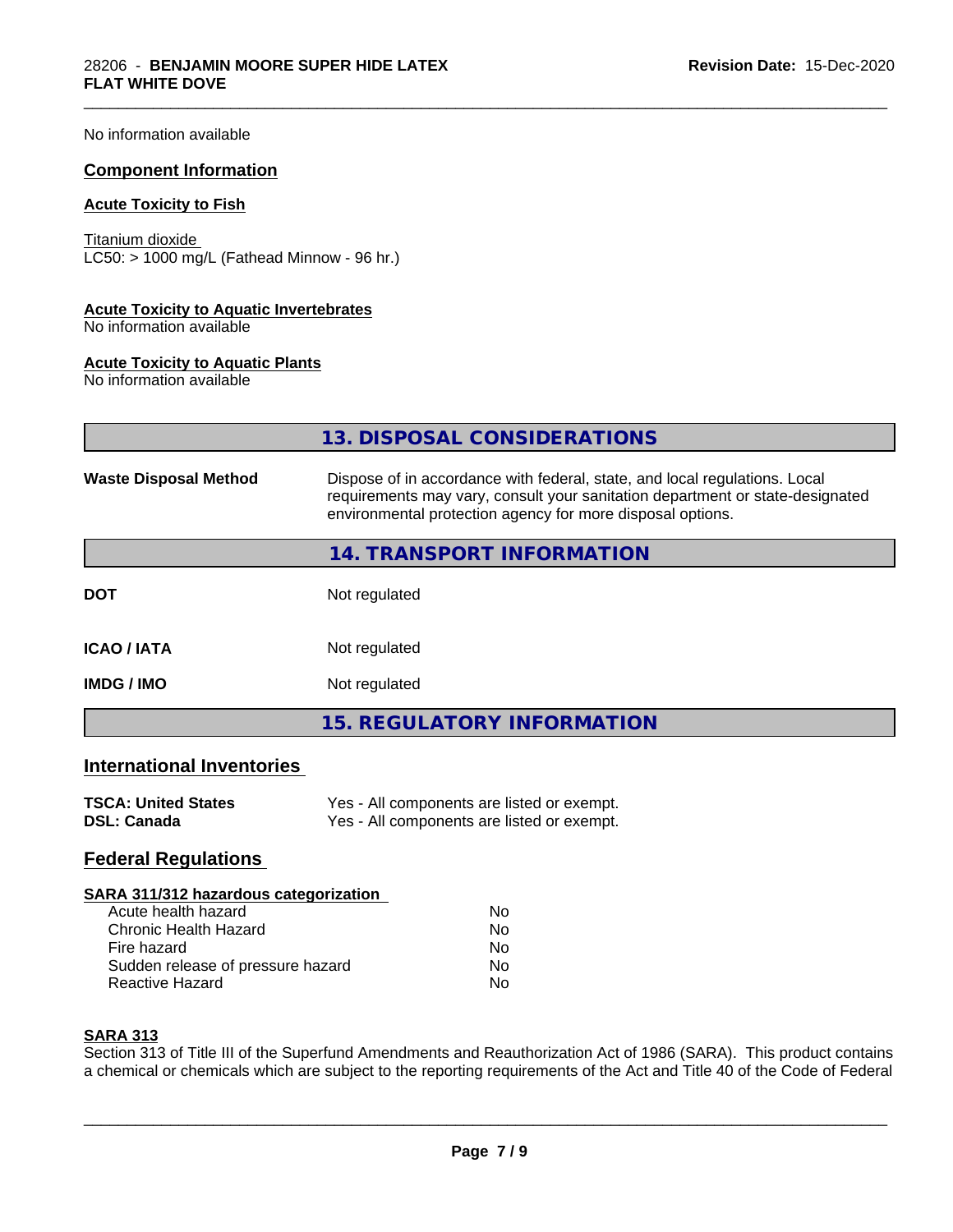No information available

### Component Information

#### Acute Toxicity to Fish

Titanium dioxide
LC50: > 1000 mg/L (Fathead Minnow - 96 hr.)

#### Acute Toxicity to Aquatic Invertebrates

No information available

#### Acute Toxicity to Aquatic Plants

No information available

## 13. DISPOSAL CONSIDERATIONS

| | |
|---|---|
| **Waste Disposal Method** | Dispose of in accordance with federal, state, and local regulations. Local requirements may vary, consult your sanitation department or state-designated environmental protection agency for more disposal options. |

## 14. TRANSPORT INFORMATION

| | |
|---|---|
| **DOT** | Not regulated |
| **ICAO / IATA** | Not regulated |
| **IMDG / IMO** | Not regulated |

## 15. REGULATORY INFORMATION

### International Inventories

| | |
|---|---|
| **TSCA: United States** | Yes - All components are listed or exempt. |
| **DSL: Canada** | Yes - All components are listed or exempt. |

### Federal Regulations

#### SARA 311/312 hazardous categorization

| | |
|---|---|
| Acute health hazard | No |
| Chronic Health Hazard | No |
| Fire hazard | No |
| Sudden release of pressure hazard | No |
| Reactive Hazard | No |

#### SARA 313

Section 313 of Title III of the Superfund Amendments and Reauthorization Act of 1986 (SARA). This product contains a chemical or chemicals which are subject to the reporting requirements of the Act and Title 40 of the Code of Federal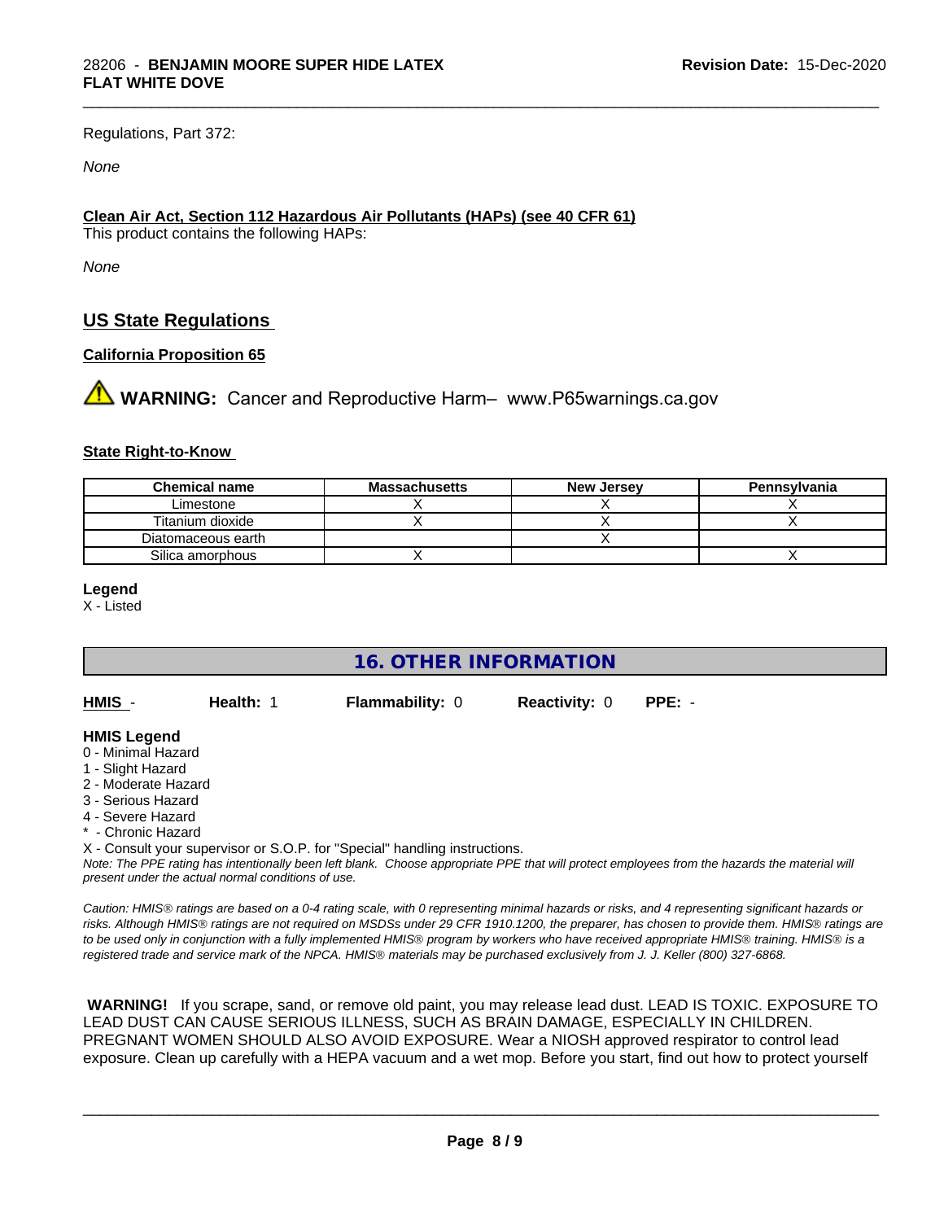Regulations, Part 372:

*None*

**Clean Air Act, Section 112 Hazardous Air Pollutants (HAPs) (see 40 CFR 61)**
This product contains the following HAPs:

*None*

## US State Regulations

**California Proposition 65**

⚠ **WARNING:** Cancer and Reproductive Harm– www.P65warnings.ca.gov

**State Right-to-Know**

| Chemical name | Massachusetts | New Jersey | Pennsylvania |
| --- | --- | --- | --- |
| Limestone | X | X | X |
| Titanium dioxide | X | X | X |
| Diatomaceous earth | | X | |
| Silica amorphous | X | | X |

**Legend**
X - Listed

## 16. OTHER INFORMATION

| HMIS - | Health: 1 | Flammability: 0 | Reactivity: 0 | PPE: - |
| --- | --- | --- | --- | --- |

**HMIS Legend**
0 - Minimal Hazard
1 - Slight Hazard
2 - Moderate Hazard
3 - Serious Hazard
4 - Severe Hazard
* - Chronic Hazard
X - Consult your supervisor or S.O.P. for "Special" handling instructions.
*Note: The PPE rating has intentionally been left blank. Choose appropriate PPE that will protect employees from the hazards the material will present under the actual normal conditions of use.*

*Caution: HMIS® ratings are based on a 0-4 rating scale, with 0 representing minimal hazards or risks, and 4 representing significant hazards or risks. Although HMIS® ratings are not required on MSDSs under 29 CFR 1910.1200, the preparer, has chosen to provide them. HMIS® ratings are to be used only in conjunction with a fully implemented HMIS® program by workers who have received appropriate HMIS® training. HMIS® is a registered trade and service mark of the NPCA. HMIS® materials may be purchased exclusively from J. J. Keller (800) 327-6868.*

**WARNING!** If you scrape, sand, or remove old paint, you may release lead dust. LEAD IS TOXIC. EXPOSURE TO LEAD DUST CAN CAUSE SERIOUS ILLNESS, SUCH AS BRAIN DAMAGE, ESPECIALLY IN CHILDREN. PREGNANT WOMEN SHOULD ALSO AVOID EXPOSURE. Wear a NIOSH approved respirator to control lead exposure. Clean up carefully with a HEPA vacuum and a wet mop. Before you start, find out how to protect yourself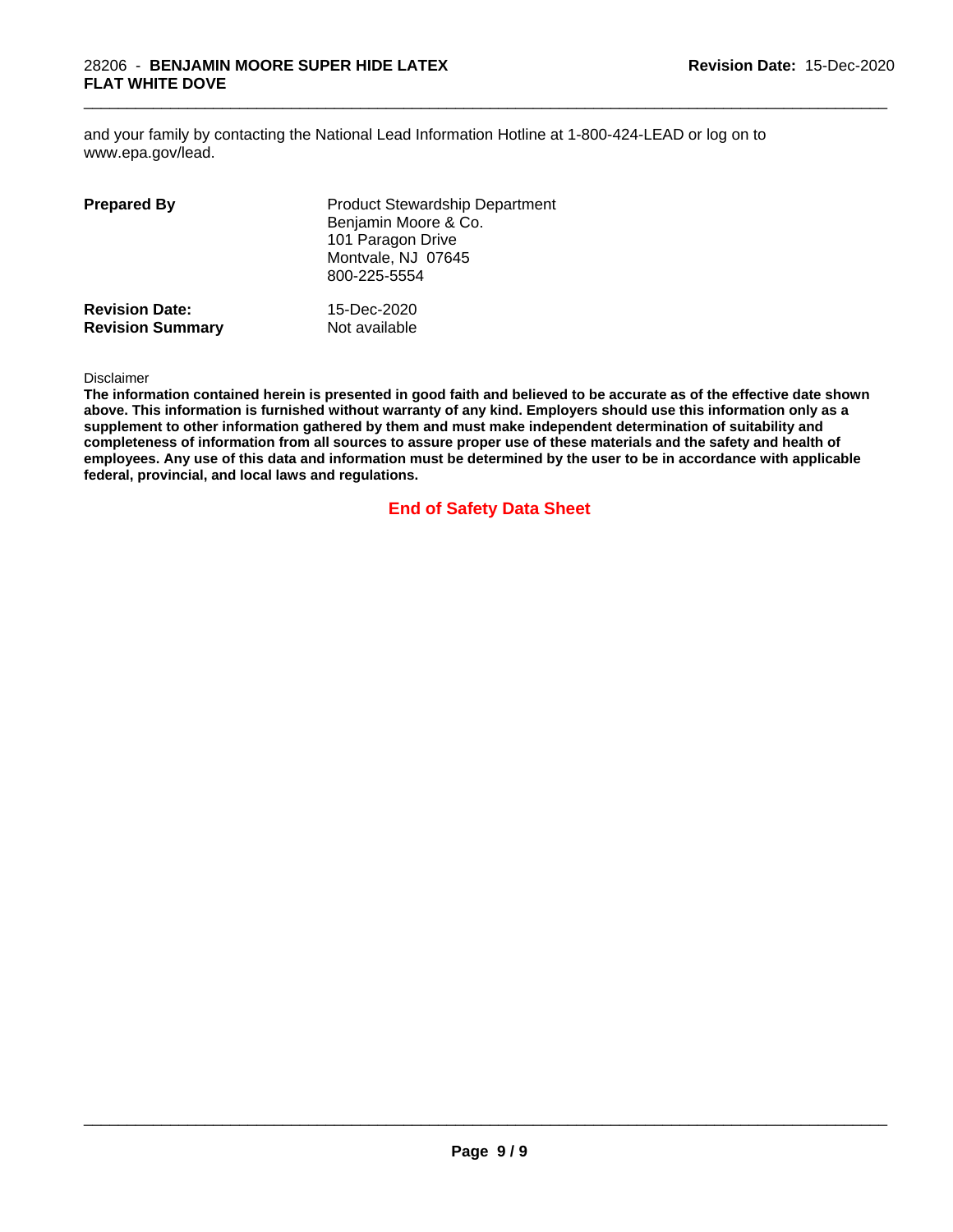and your family by contacting the National Lead Information Hotline at 1-800-424-LEAD or log on to www.epa.gov/lead.

| | |
|---|---|
| **Prepared By** | Product Stewardship Department<br>Benjamin Moore & Co.<br>101 Paragon Drive<br>Montvale, NJ 07645<br>800-225-5554 |
| **Revision Date:** | 15-Dec-2020 |
| **Revision Summary** | Not available |

Disclaimer

**The information contained herein is presented in good faith and believed to be accurate as of the effective date shown above. This information is furnished without warranty of any kind. Employers should use this information only as a supplement to other information gathered by them and must make independent determination of suitability and completeness of information from all sources to assure proper use of these materials and the safety and health of employees. Any use of this data and information must be determined by the user to be in accordance with applicable federal, provincial, and local laws and regulations.**

**End of Safety Data Sheet**